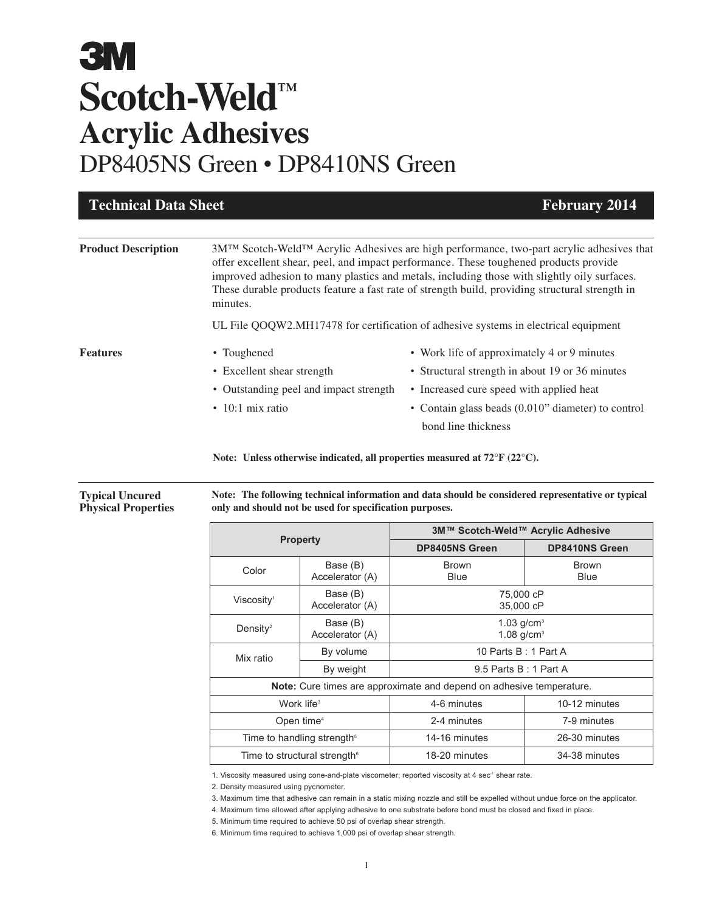# 3M

# Scotch-Weld™

## Acrylic Adhesives

## DP8405NS Green • DP8410NS Green

**Technical Data Sheet** **February 2014**

---

**Product Description**

3M™ Scotch-Weld™ Acrylic Adhesives are high performance, two-part acrylic adhesives that offer excellent shear, peel, and impact performance. These toughened products provide improved adhesion to many plastics and metals, including those with slightly oily surfaces. These durable products feature a fast rate of strength build, providing structural strength in minutes.

UL File QOQW2.MH17478 for certification of adhesive systems in electrical equipment

**Features**

- Toughened
- Excellent shear strength
- Outstanding peel and impact strength
- 10:1 mix ratio
- Work life of approximately 4 or 9 minutes
- Structural strength in about 19 or 36 minutes
- Increased cure speed with applied heat
- Contain glass beads (0.010" diameter) to control bond line thickness

**Note: Unless otherwise indicated, all properties measured at 72°F (22°C).**

---

**Typical Uncured Physical Properties**

**Note: The following technical information and data should be considered representative or typical only and should not be used for specification purposes.**

| Property | | 3M™ Scotch-Weld™ Acrylic Adhesive | |
|---|---|---|---|
| | | DP8405NS Green | DP8410NS Green |
| Color | Base (B)<br>Accelerator (A) | Brown<br>Blue | Brown<br>Blue |
| Viscosity[1] | Base (B)<br>Accelerator (A) | 75,000 cP<br>35,000 cP | |
| Density[2] | Base (B)<br>Accelerator (A) | 1.03 g/cm³<br>1.08 g/cm³ | |
| Mix ratio | By volume | 10 Parts B : 1 Part A | |
| | By weight | 9.5 Parts B : 1 Part A | |
| **Note:** Cure times are approximate and depend on adhesive temperature. | | | |
| Work life[3] | | 4-6 minutes | 10-12 minutes |
| Open time[4] | | 2-4 minutes | 7-9 minutes |
| Time to handling strength[5] | | 14-16 minutes | 26-30 minutes |
| Time to structural strength[6] | | 18-20 minutes | 34-38 minutes |

1. Viscosity measured using cone-and-plate viscometer; reported viscosity at 4 $sec^{-1}$ shear rate.
2. Density measured using pycnometer.
3. Maximum time that adhesive can remain in a static mixing nozzle and still be expelled without undue force on the applicator.
4. Maximum time allowed after applying adhesive to one substrate before bond must be closed and fixed in place.
5. Minimum time required to achieve 50 psi of overlap shear strength.
6. Minimum time required to achieve 1,000 psi of overlap shear strength.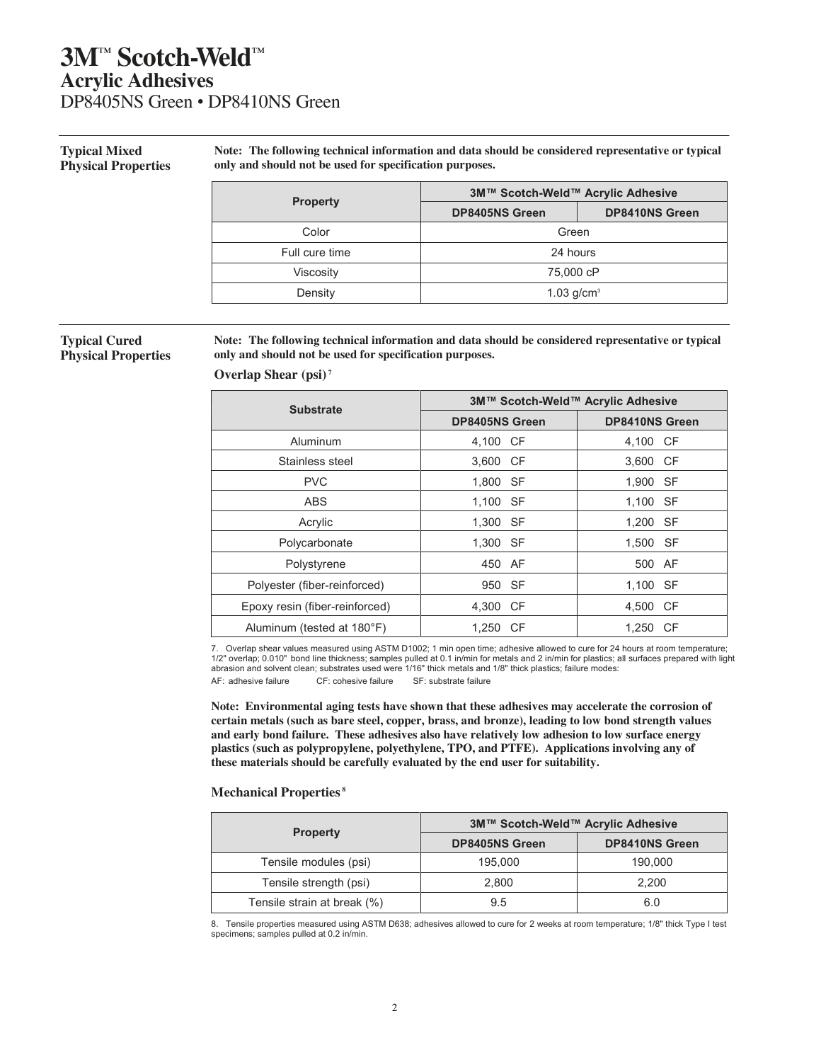# 3M™ Scotch-Weld™
## Acrylic Adhesives
DP8405NS Green • DP8410NS Green

## Typical Mixed Physical Properties

**Note: The following technical information and data should be considered representative or typical only and should not be used for specification purposes.**

| Property | 3M™ Scotch-Weld™ Acrylic Adhesive | |
|---|---|---|
| | DP8405NS Green | DP8410NS Green |
| Color | Green | |
| Full cure time | 24 hours | |
| Viscosity | 75,000 cP | |
| Density | 1.03 g/cm³ | |

## Typical Cured Physical Properties

**Note: The following technical information and data should be considered representative or typical only and should not be used for specification purposes.**

### Overlap Shear (psi)[7]

| Substrate | 3M™ Scotch-Weld™ Acrylic Adhesive | |
|---|---|---|
| | DP8405NS Green | DP8410NS Green |
| Aluminum | 4,100 CF | 4,100 CF |
| Stainless steel | 3,600 CF | 3,600 CF |
| PVC | 1,800 SF | 1,900 SF |
| ABS | 1,100 SF | 1,100 SF |
| Acrylic | 1,300 SF | 1,200 SF |
| Polycarbonate | 1,300 SF | 1,500 SF |
| Polystyrene | 450 AF | 500 AF |
| Polyester (fiber-reinforced) | 950 SF | 1,100 SF |
| Epoxy resin (fiber-reinforced) | 4,300 CF | 4,500 CF |
| Aluminum (tested at 180°F) | 1,250 CF | 1,250 CF |

7. Overlap shear values measured using ASTM D1002; 1 min open time; adhesive allowed to cure for 24 hours at room temperature; 1/2" overlap; 0.010" bond line thickness; samples pulled at 0.1 in/min for metals and 2 in/min for plastics; all surfaces prepared with light abrasion and solvent clean; substrates used were 1/16" thick metals and 1/8" thick plastics; failure modes:
AF: adhesive failure CF: cohesive failure SF: substrate failure

**Note: Environmental aging tests have shown that these adhesives may accelerate the corrosion of certain metals (such as bare steel, copper, brass, and bronze), leading to low bond strength values and early bond failure. These adhesives also have relatively low adhesion to low surface energy plastics (such as polypropylene, polyethylene, TPO, and PTFE). Applications involving any of these materials should be carefully evaluated by the end user for suitability.**

### Mechanical Properties[8]

| Property | 3M™ Scotch-Weld™ Acrylic Adhesive | |
|---|---|---|
| | DP8405NS Green | DP8410NS Green |
| Tensile modules (psi) | 195,000 | 190,000 |
| Tensile strength (psi) | 2,800 | 2,200 |
| Tensile strain at break (%) | 9.5 | 6.0 |

8. Tensile properties measured using ASTM D638; adhesives allowed to cure for 2 weeks at room temperature; 1/8" thick Type I test specimens; samples pulled at 0.2 in/min.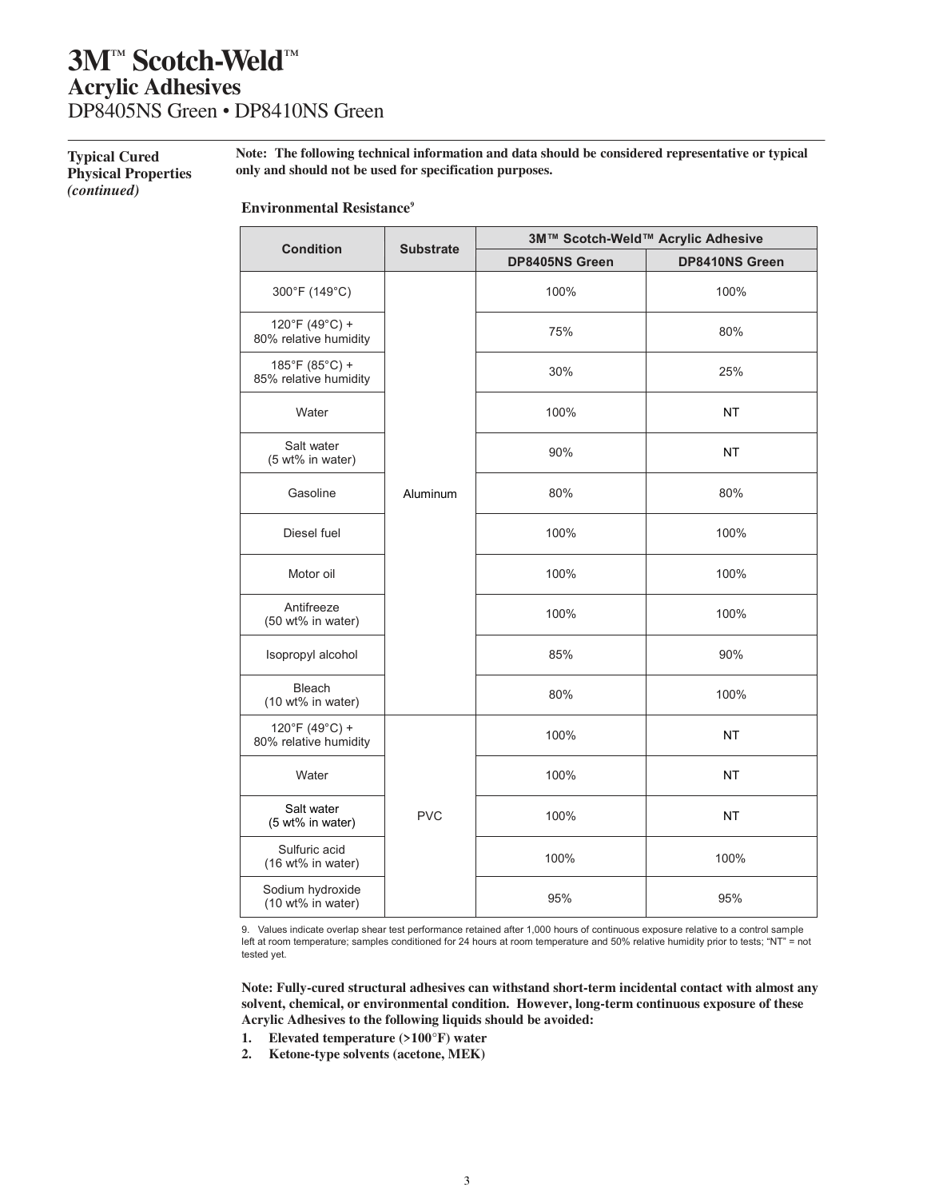# 3M™ Scotch-Weld™
## Acrylic Adhesives
DP8405NS Green • DP8410NS Green

**Typical Cured Physical Properties** *(continued)*

**Note: The following technical information and data should be considered representative or typical only and should not be used for specification purposes.**

### Environmental Resistance[9]

| Condition | Substrate | 3M™ Scotch-Weld™ Acrylic Adhesive | |
|---|---|---|---|
| | | DP8405NS Green | DP8410NS Green |
| 300°F (149°C) | Aluminum | 100% | 100% |
| 120°F (49°C) + 80% relative humidity | Aluminum | 75% | 80% |
| 185°F (85°C) + 85% relative humidity | Aluminum | 30% | 25% |
| Water | Aluminum | 100% | NT |
| Salt water (5 wt% in water) | Aluminum | 90% | NT |
| Gasoline | Aluminum | 80% | 80% |
| Diesel fuel | Aluminum | 100% | 100% |
| Motor oil | Aluminum | 100% | 100% |
| Antifreeze (50 wt% in water) | Aluminum | 100% | 100% |
| Isopropyl alcohol | Aluminum | 85% | 90% |
| Bleach (10 wt% in water) | Aluminum | 80% | 100% |
| 120°F (49°C) + 80% relative humidity | PVC | 100% | NT |
| Water | PVC | 100% | NT |
| Salt water (5 wt% in water) | PVC | 100% | NT |
| Sulfuric acid (16 wt% in water) | PVC | 100% | 100% |
| Sodium hydroxide (10 wt% in water) | PVC | 95% | 95% |

9. Values indicate overlap shear test performance retained after 1,000 hours of continuous exposure relative to a control sample left at room temperature; samples conditioned for 24 hours at room temperature and 50% relative humidity prior to tests; "NT" = not tested yet.

**Note: Fully-cured structural adhesives can withstand short-term incidental contact with almost any solvent, chemical, or environmental condition. However, long-term continuous exposure of these Acrylic Adhesives to the following liquids should be avoided:**

1. **Elevated temperature (>100°F) water**
2. **Ketone-type solvents (acetone, MEK)**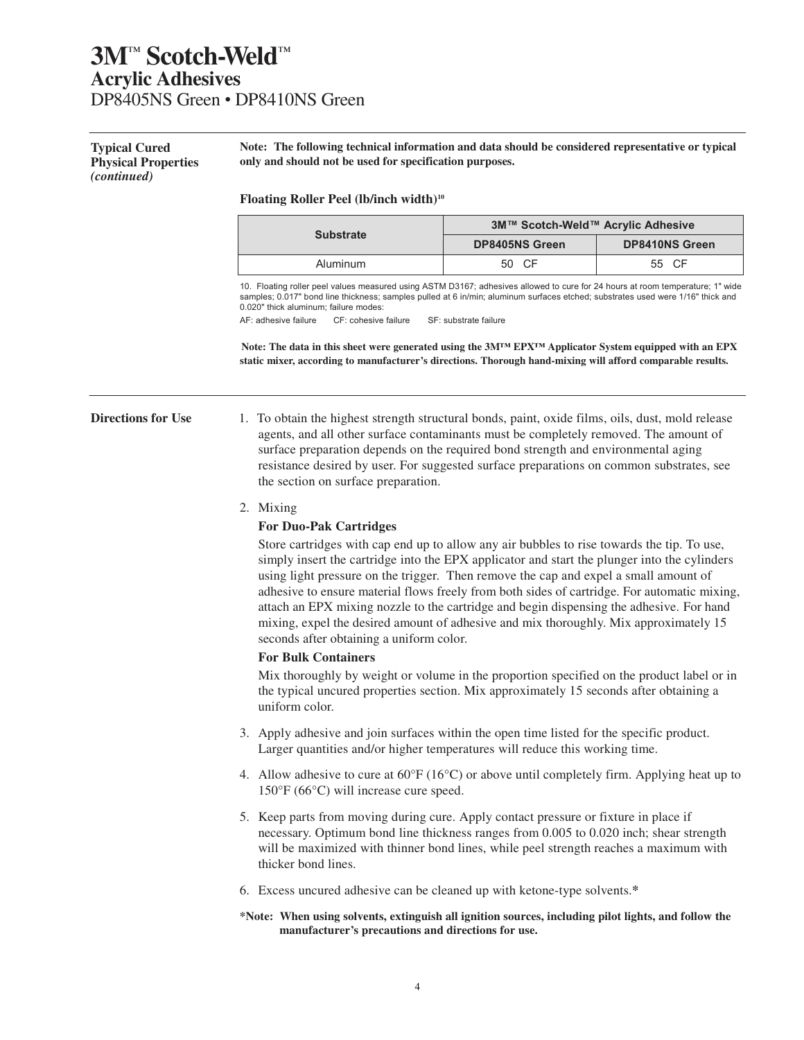# 3M™ Scotch-Weld™
## Acrylic Adhesives
DP8405NS Green • DP8410NS Green

### Typical Cured Physical Properties *(continued)*

**Note: The following technical information and data should be considered representative or typical only and should not be used for specification purposes.**

**Floating Roller Peel (lb/inch width)[10]**

| Substrate | 3M™ Scotch-Weld™ Acrylic Adhesive | |
|---|---|---|
| | DP8405NS Green | DP8410NS Green |
| Aluminum | 50 CF | 55 CF |

10. Floating roller peel values measured using ASTM D3167; adhesives allowed to cure for 24 hours at room temperature; 1" wide samples; 0.017" bond line thickness; samples pulled at 6 in/min; aluminum surfaces etched; substrates used were 1/16" thick and 0.020" thick aluminum; failure modes:

AF: adhesive failure CF: cohesive failure SF: substrate failure

**Note: The data in this sheet were generated using the 3M™ EPX™ Applicator System equipped with an EPX static mixer, according to manufacturer's directions. Thorough hand-mixing will afford comparable results.**

### Directions for Use

1. To obtain the highest strength structural bonds, paint, oxide films, oils, dust, mold release agents, and all other surface contaminants must be completely removed. The amount of surface preparation depends on the required bond strength and environmental aging resistance desired by user. For suggested surface preparations on common substrates, see the section on surface preparation.

2. Mixing

   **For Duo-Pak Cartridges**

   Store cartridges with cap end up to allow any air bubbles to rise towards the tip. To use, simply insert the cartridge into the EPX applicator and start the plunger into the cylinders using light pressure on the trigger. Then remove the cap and expel a small amount of adhesive to ensure material flows freely from both sides of cartridge. For automatic mixing, attach an EPX mixing nozzle to the cartridge and begin dispensing the adhesive. For hand mixing, expel the desired amount of adhesive and mix thoroughly. Mix approximately 15 seconds after obtaining a uniform color.

   **For Bulk Containers**

   Mix thoroughly by weight or volume in the proportion specified on the product label or in the typical uncured properties section. Mix approximately 15 seconds after obtaining a uniform color.

3. Apply adhesive and join surfaces within the open time listed for the specific product. Larger quantities and/or higher temperatures will reduce this working time.

4. Allow adhesive to cure at 60°F (16°C) or above until completely firm. Applying heat up to 150°F (66°C) will increase cure speed.

5. Keep parts from moving during cure. Apply contact pressure or fixture in place if necessary. Optimum bond line thickness ranges from 0.005 to 0.020 inch; shear strength will be maximized with thinner bond lines, while peel strength reaches a maximum with thicker bond lines.

6. Excess uncured adhesive can be cleaned up with ketone-type solvents.*

***Note: When using solvents, extinguish all ignition sources, including pilot lights, and follow the manufacturer's precautions and directions for use.**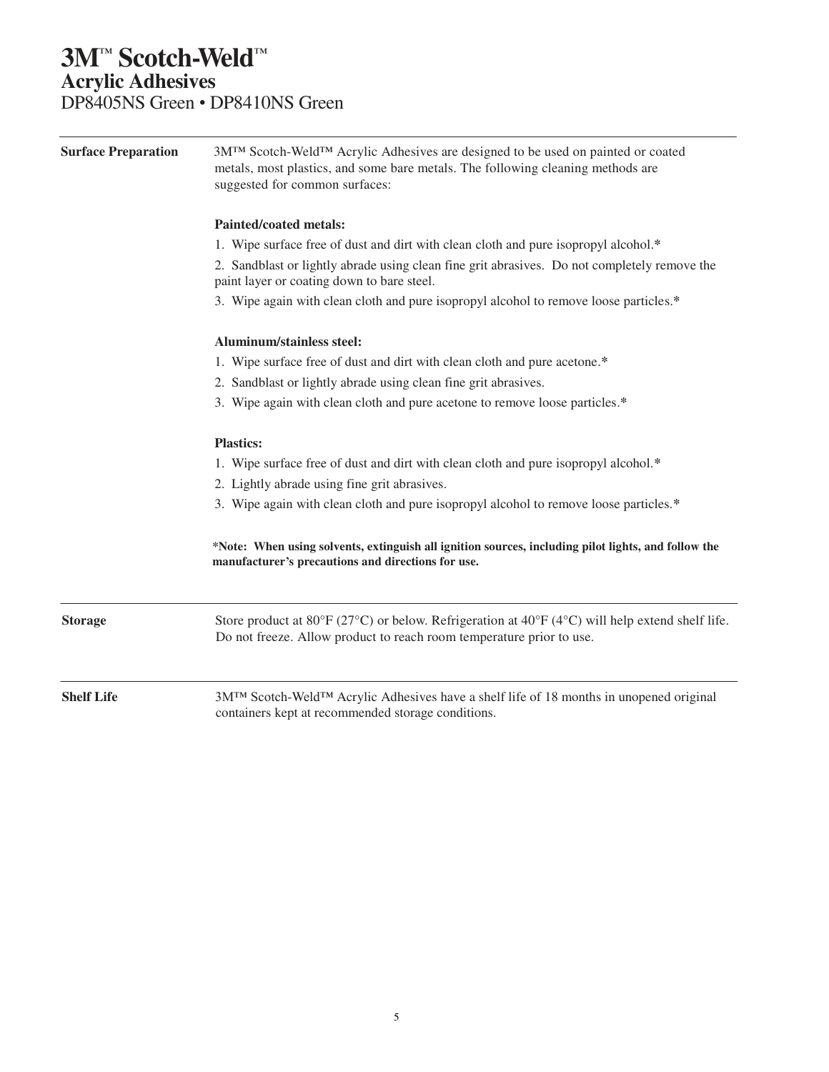# 3M™ Scotch-Weld™
## Acrylic Adhesives
### DP8405NS Green • DP8410NS Green

**Surface Preparation**

3M™ Scotch-Weld™ Acrylic Adhesives are designed to be used on painted or coated metals, most plastics, and some bare metals. The following cleaning methods are suggested for common surfaces:

**Painted/coated metals:**

1. Wipe surface free of dust and dirt with clean cloth and pure isopropyl alcohol.*
2. Sandblast or lightly abrade using clean fine grit abrasives. Do not completely remove the paint layer or coating down to bare steel.
3. Wipe again with clean cloth and pure isopropyl alcohol to remove loose particles.*

**Aluminum/stainless steel:**

1. Wipe surface free of dust and dirt with clean cloth and pure acetone.*
2. Sandblast or lightly abrade using clean fine grit abrasives.
3. Wipe again with clean cloth and pure acetone to remove loose particles.*

**Plastics:**

1. Wipe surface free of dust and dirt with clean cloth and pure isopropyl alcohol.*
2. Lightly abrade using fine grit abrasives.
3. Wipe again with clean cloth and pure isopropyl alcohol to remove loose particles.*

**\*Note: When using solvents, extinguish all ignition sources, including pilot lights, and follow the manufacturer's precautions and directions for use.**

**Storage**

Store product at 80°F (27°C) or below. Refrigeration at 40°F (4°C) will help extend shelf life. Do not freeze. Allow product to reach room temperature prior to use.

**Shelf Life**

3M™ Scotch-Weld™ Acrylic Adhesives have a shelf life of 18 months in unopened original containers kept at recommended storage conditions.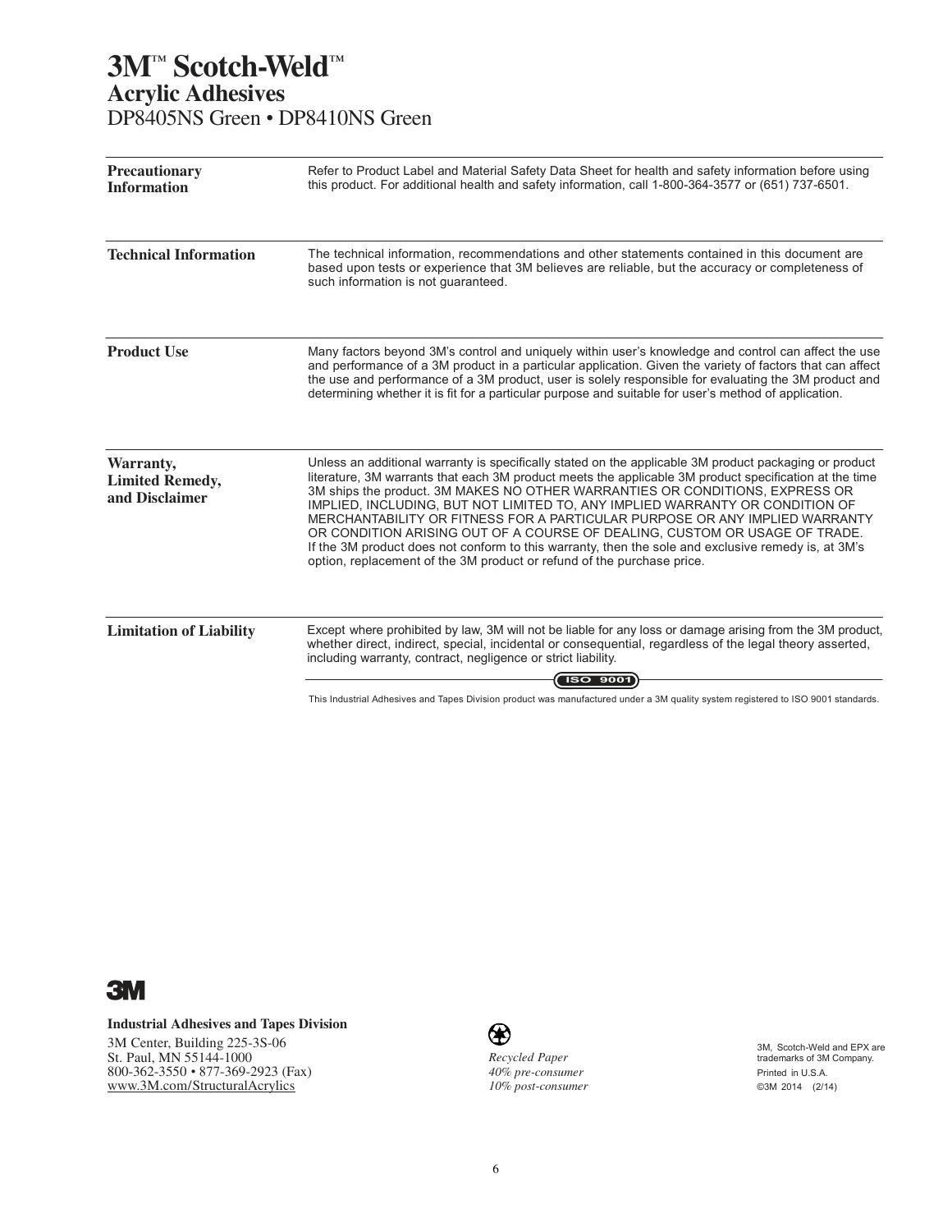# 3M™ Scotch-Weld™

## Acrylic Adhesives

DP8405NS Green • DP8410NS Green

**Precautionary Information**

Refer to Product Label and Material Safety Data Sheet for health and safety information before using this product. For additional health and safety information, call 1-800-364-3577 or (651) 737-6501.

**Technical Information**

The technical information, recommendations and other statements contained in this document are based upon tests or experience that 3M believes are reliable, but the accuracy or completeness of such information is not guaranteed.

**Product Use**

Many factors beyond 3M's control and uniquely within user's knowledge and control can affect the use and performance of a 3M product in a particular application. Given the variety of factors that can affect the use and performance of a 3M product, user is solely responsible for evaluating the 3M product and determining whether it is fit for a particular purpose and suitable for user's method of application.

**Warranty, Limited Remedy, and Disclaimer**

Unless an additional warranty is specifically stated on the applicable 3M product packaging or product literature, 3M warrants that each 3M product meets the applicable 3M product specification at the time 3M ships the product. 3M MAKES NO OTHER WARRANTIES OR CONDITIONS, EXPRESS OR IMPLIED, INCLUDING, BUT NOT LIMITED TO, ANY IMPLIED WARRANTY OR CONDITION OF MERCHANTABILITY OR FITNESS FOR A PARTICULAR PURPOSE OR ANY IMPLIED WARRANTY OR CONDITION ARISING OUT OF A COURSE OF DEALING, CUSTOM OR USAGE OF TRADE. If the 3M product does not conform to this warranty, then the sole and exclusive remedy is, at 3M's option, replacement of the 3M product or refund of the purchase price.

**Limitation of Liability**

Except where prohibited by law, 3M will not be liable for any loss or damage arising from the 3M product, whether direct, indirect, special, incidental or consequential, regardless of the legal theory asserted, including warranty, contract, negligence or strict liability.

ISO 9001

This Industrial Adhesives and Tapes Division product was manufactured under a 3M quality system registered to ISO 9001 standards.

3M

**Industrial Adhesives and Tapes Division**

3M Center, Building 225-3S-06
St. Paul, MN 55144-1000
800-362-3550 • 877-369-2923 (Fax)
www.3M.com/StructuralAcrylics

*Recycled Paper*
*40% pre-consumer*
*10% post-consumer*

3M, Scotch-Weld and EPX are trademarks of 3M Company.
Printed in U.S.A.
©3M 2014 (2/14)